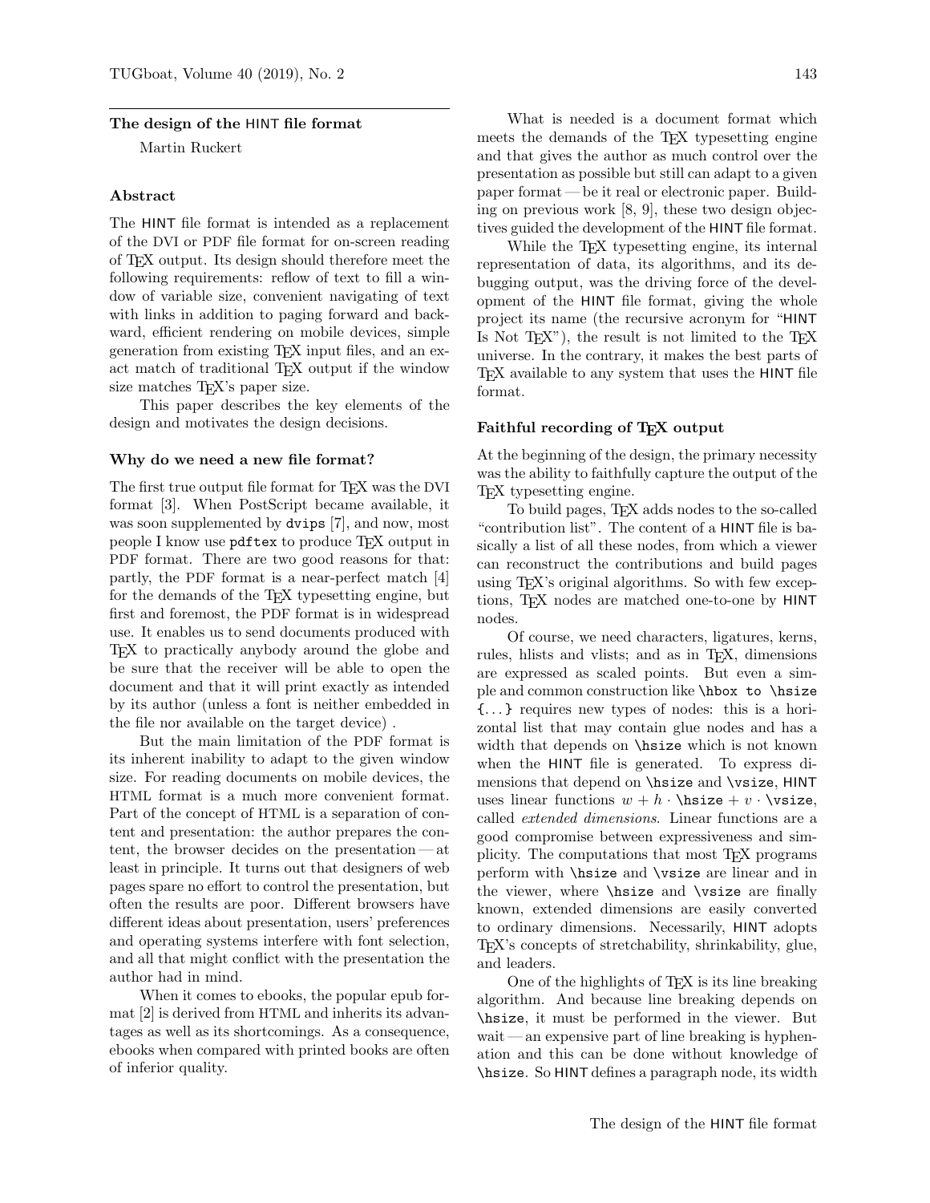## The design of the HINT file format

Martin Ruckert

### Abstract

The HINT file format is intended as a replacement of the DVI or PDF file format for on-screen reading of TeX output. Its design should therefore meet the following requirements: reflow of text to fill a window of variable size, convenient navigating of text with links in addition to paging forward and backward, efficient rendering on mobile devices, simple generation from existing TeX input files, and an exact match of traditional TeX output if the window size matches TeX's paper size.

This paper describes the key elements of the design and motivates the design decisions.

### Why do we need a new file format?

The first true output file format for TeX was the DVI format [3]. When PostScript became available, it was soon supplemented by `dvips` [7], and now, most people I know use `pdftex` to produce TeX output in PDF format. There are two good reasons for that: partly, the PDF format is a near-perfect match [4] for the demands of the TeX typesetting engine, but first and foremost, the PDF format is in widespread use. It enables us to send documents produced with TeX to practically anybody around the globe and be sure that the receiver will be able to open the document and that it will print exactly as intended by its author (unless a font is neither embedded in the file nor available on the target device) .

But the main limitation of the PDF format is its inherent inability to adapt to the given window size. For reading documents on mobile devices, the HTML format is a much more convenient format. Part of the concept of HTML is a separation of content and presentation: the author prepares the content, the browser decides on the presentation — at least in principle. It turns out that designers of web pages spare no effort to control the presentation, but often the results are poor. Different browsers have different ideas about presentation, users' preferences and operating systems interfere with font selection, and all that might conflict with the presentation the author had in mind.

When it comes to ebooks, the popular epub format [2] is derived from HTML and inherits its advantages as well as its shortcomings. As a consequence, ebooks when compared with printed books are often of inferior quality.

What is needed is a document format which meets the demands of the TeX typesetting engine and that gives the author as much control over the presentation as possible but still can adapt to a given paper format — be it real or electronic paper. Building on previous work [8, 9], these two design objectives guided the development of the HINT file format.

While the TeX typesetting engine, its internal representation of data, its algorithms, and its debugging output, was the driving force of the development of the HINT file format, giving the whole project its name (the recursive acronym for "HINT Is Not TeX"), the result is not limited to the TeX universe. In the contrary, it makes the best parts of TeX available to any system that uses the HINT file format.

### Faithful recording of TeX output

At the beginning of the design, the primary necessity was the ability to faithfully capture the output of the TeX typesetting engine.

To build pages, TeX adds nodes to the so-called "contribution list". The content of a HINT file is basically a list of all these nodes, from which a viewer can reconstruct the contributions and build pages using TeX's original algorithms. So with few exceptions, TeX nodes are matched one-to-one by HINT nodes.

Of course, we need characters, ligatures, kerns, rules, hlists and vlists; and as in TeX, dimensions are expressed as scaled points. But even a simple and common construction like `\hbox to \hsize {...}` requires new types of nodes: this is a horizontal list that may contain glue nodes and has a width that depends on `\hsize` which is not known when the HINT file is generated. To express dimensions that depend on `\hsize` and `\vsize`, HINT uses linear functions $w + h \cdot \texttt{\textbackslash hsize} + v \cdot \texttt{\textbackslash vsize}$, called *extended dimensions*. Linear functions are a good compromise between expressiveness and simplicity. The computations that most TeX programs perform with `\hsize` and `\vsize` are linear and in the viewer, where `\hsize` and `\vsize` are finally known, extended dimensions are easily converted to ordinary dimensions. Necessarily, HINT adopts TeX's concepts of stretchability, shrinkability, glue, and leaders.

One of the highlights of TeX is its line breaking algorithm. And because line breaking depends on `\hsize`, it must be performed in the viewer. But wait — an expensive part of line breaking is hyphenation and this can be done without knowledge of `\hsize`. So HINT defines a paragraph node, its width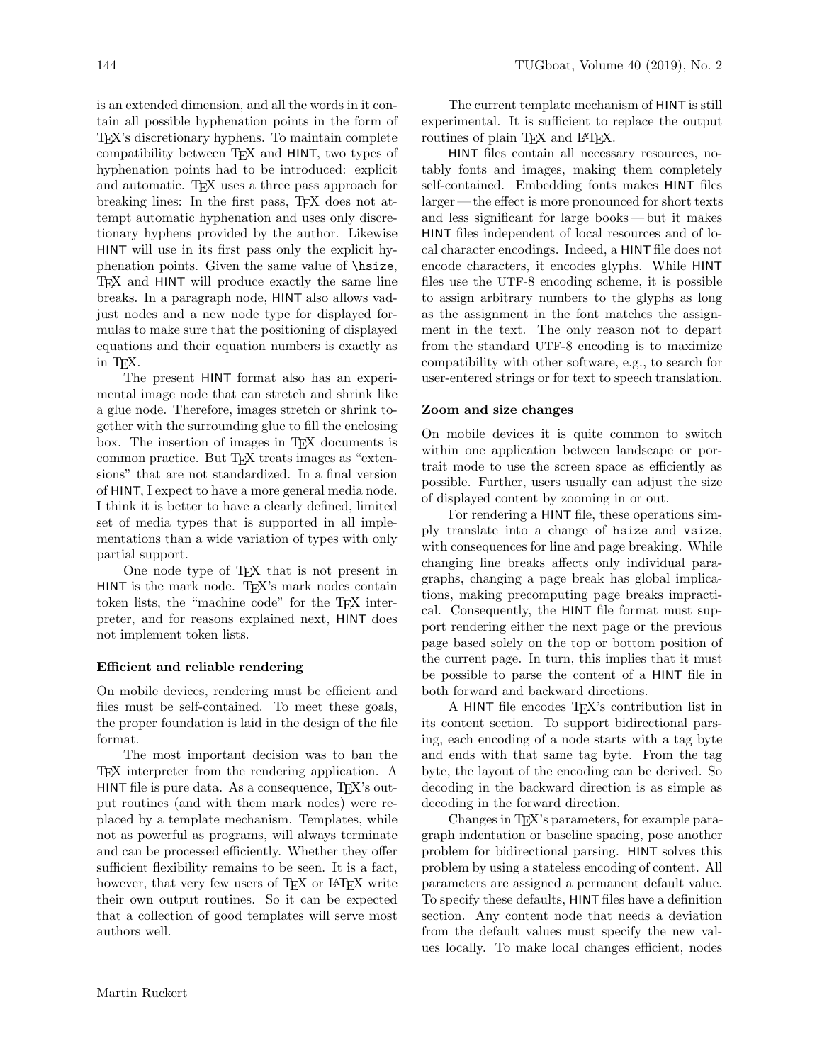is an extended dimension, and all the words in it contain all possible hyphenation points in the form of TeX's discretionary hyphens. To maintain complete compatibility between TeX and HINT, two types of hyphenation points had to be introduced: explicit and automatic. TeX uses a three pass approach for breaking lines: In the first pass, TeX does not attempt automatic hyphenation and uses only discretionary hyphens provided by the author. Likewise HINT will use in its first pass only the explicit hyphenation points. Given the same value of `\hsize`, TeX and HINT will produce exactly the same line breaks. In a paragraph node, HINT also allows vadjust nodes and a new node type for displayed formulas to make sure that the positioning of displayed equations and their equation numbers is exactly as in TeX.

The present HINT format also has an experimental image node that can stretch and shrink like a glue node. Therefore, images stretch or shrink together with the surrounding glue to fill the enclosing box. The insertion of images in TeX documents is common practice. But TeX treats images as "extensions" that are not standardized. In a final version of HINT, I expect to have a more general media node. I think it is better to have a clearly defined, limited set of media types that is supported in all implementations than a wide variation of types with only partial support.

One node type of TeX that is not present in HINT is the mark node. TeX's mark nodes contain token lists, the "machine code" for the TeX interpreter, and for reasons explained next, HINT does not implement token lists.

### Efficient and reliable rendering

On mobile devices, rendering must be efficient and files must be self-contained. To meet these goals, the proper foundation is laid in the design of the file format.

The most important decision was to ban the TeX interpreter from the rendering application. A HINT file is pure data. As a consequence, TeX's output routines (and with them mark nodes) were replaced by a template mechanism. Templates, while not as powerful as programs, will always terminate and can be processed efficiently. Whether they offer sufficient flexibility remains to be seen. It is a fact, however, that very few users of TeX or LaTeX write their own output routines. So it can be expected that a collection of good templates will serve most authors well.

The current template mechanism of HINT is still experimental. It is sufficient to replace the output routines of plain TeX and LaTeX.

HINT files contain all necessary resources, notably fonts and images, making them completely self-contained. Embedding fonts makes HINT files larger — the effect is more pronounced for short texts and less significant for large books — but it makes HINT files independent of local resources and of local character encodings. Indeed, a HINT file does not encode characters, it encodes glyphs. While HINT files use the UTF-8 encoding scheme, it is possible to assign arbitrary numbers to the glyphs as long as the assignment in the font matches the assignment in the text. The only reason not to depart from the standard UTF-8 encoding is to maximize compatibility with other software, e.g., to search for user-entered strings or for text to speech translation.

### Zoom and size changes

On mobile devices it is quite common to switch within one application between landscape or portrait mode to use the screen space as efficiently as possible. Further, users usually can adjust the size of displayed content by zooming in or out.

For rendering a HINT file, these operations simply translate into a change of `hsize` and `vsize`, with consequences for line and page breaking. While changing line breaks affects only individual paragraphs, changing a page break has global implications, making precomputing page breaks impractical. Consequently, the HINT file format must support rendering either the next page or the previous page based solely on the top or bottom position of the current page. In turn, this implies that it must be possible to parse the content of a HINT file in both forward and backward directions.

A HINT file encodes TeX's contribution list in its content section. To support bidirectional parsing, each encoding of a node starts with a tag byte and ends with that same tag byte. From the tag byte, the layout of the encoding can be derived. So decoding in the backward direction is as simple as decoding in the forward direction.

Changes in TeX's parameters, for example paragraph indentation or baseline spacing, pose another problem for bidirectional parsing. HINT solves this problem by using a stateless encoding of content. All parameters are assigned a permanent default value. To specify these defaults, HINT files have a definition section. Any content node that needs a deviation from the default values must specify the new values locally. To make local changes efficient, nodes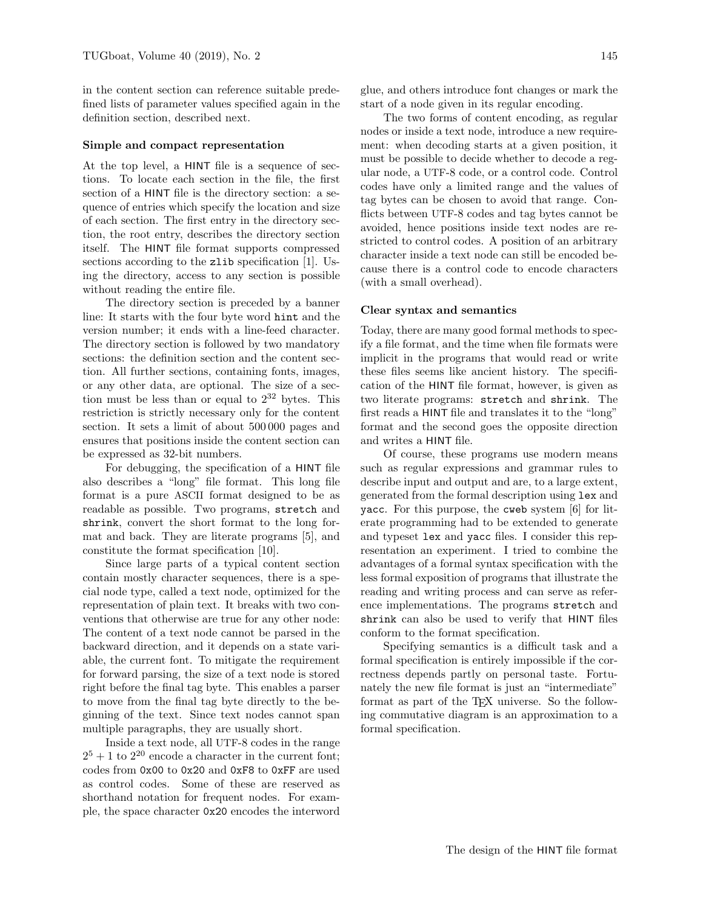in the content section can reference suitable predefined lists of parameter values specified again in the definition section, described next.

### Simple and compact representation

At the top level, a HINT file is a sequence of sections. To locate each section in the file, the first section of a HINT file is the directory section: a sequence of entries which specify the location and size of each section. The first entry in the directory section, the root entry, describes the directory section itself. The HINT file format supports compressed sections according to the `zlib` specification [1]. Using the directory, access to any section is possible without reading the entire file.

The directory section is preceded by a banner line: It starts with the four byte word `hint` and the version number; it ends with a line-feed character. The directory section is followed by two mandatory sections: the definition section and the content section. All further sections, containing fonts, images, or any other data, are optional. The size of a section must be less than or equal to $2^{32}$ bytes. This restriction is strictly necessary only for the content section. It sets a limit of about 500 000 pages and ensures that positions inside the content section can be expressed as 32-bit numbers.

For debugging, the specification of a HINT file also describes a "long" file format. This long file format is a pure ASCII format designed to be as readable as possible. Two programs, `stretch` and `shrink`, convert the short format to the long format and back. They are literate programs [5], and constitute the format specification [10].

Since large parts of a typical content section contain mostly character sequences, there is a special node type, called a text node, optimized for the representation of plain text. It breaks with two conventions that otherwise are true for any other node: The content of a text node cannot be parsed in the backward direction, and it depends on a state variable, the current font. To mitigate the requirement for forward parsing, the size of a text node is stored right before the final tag byte. This enables a parser to move from the final tag byte directly to the beginning of the text. Since text nodes cannot span multiple paragraphs, they are usually short.

Inside a text node, all UTF-8 codes in the range $2^5 + 1$ to $2^{20}$ encode a character in the current font; codes from `0x00` to `0x20` and `0xF8` to `0xFF` are used as control codes. Some of these are reserved as shorthand notation for frequent nodes. For example, the space character `0x20` encodes the interword glue, and others introduce font changes or mark the start of a node given in its regular encoding.

The two forms of content encoding, as regular nodes or inside a text node, introduce a new requirement: when decoding starts at a given position, it must be possible to decide whether to decode a regular node, a UTF-8 code, or a control code. Control codes have only a limited range and the values of tag bytes can be chosen to avoid that range. Conflicts between UTF-8 codes and tag bytes cannot be avoided, hence positions inside text nodes are restricted to control codes. A position of an arbitrary character inside a text node can still be encoded because there is a control code to encode characters (with a small overhead).

### Clear syntax and semantics

Today, there are many good formal methods to specify a file format, and the time when file formats were implicit in the programs that would read or write these files seems like ancient history. The specification of the HINT file format, however, is given as two literate programs: `stretch` and `shrink`. The first reads a HINT file and translates it to the "long" format and the second goes the opposite direction and writes a HINT file.

Of course, these programs use modern means such as regular expressions and grammar rules to describe input and output and are, to a large extent, generated from the formal description using `lex` and `yacc`. For this purpose, the `cweb` system [6] for literate programming had to be extended to generate and typeset `lex` and `yacc` files. I consider this representation an experiment. I tried to combine the advantages of a formal syntax specification with the less formal exposition of programs that illustrate the reading and writing process and can serve as reference implementations. The programs `stretch` and `shrink` can also be used to verify that HINT files conform to the format specification.

Specifying semantics is a difficult task and a formal specification is entirely impossible if the correctness depends partly on personal taste. Fortunately the new file format is just an "intermediate" format as part of the TeX universe. So the following commutative diagram is an approximation to a formal specification.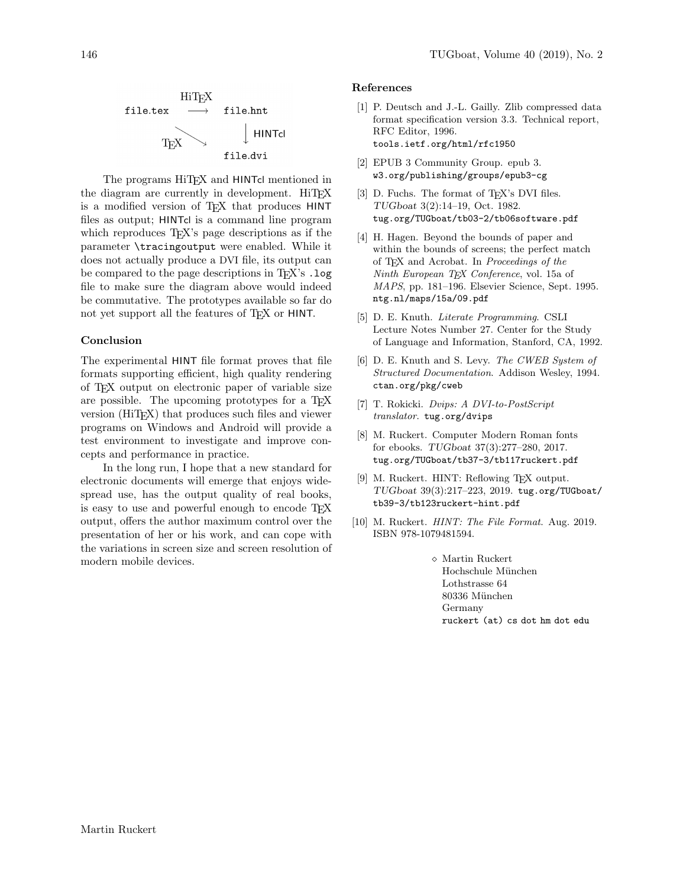HiTEX

file.tex ⟶ file.hnt

TEX ↘ ↓ HINTcl

file.dvi

The programs HiTEX and HINTcl mentioned in the diagram are currently in development. HiTEX is a modified version of TEX that produces HINT files as output; HINTcl is a command line program which reproduces TEX's page descriptions as if the parameter `\tracingoutput` were enabled. While it does not actually produce a DVI file, its output can be compared to the page descriptions in TEX's `.log` file to make sure the diagram above would indeed be commutative. The prototypes available so far do not yet support all the features of TEX or HINT.

### Conclusion

The experimental HINT file format proves that file formats supporting efficient, high quality rendering of TEX output on electronic paper of variable size are possible. The upcoming prototypes for a TEX version (HiTEX) that produces such files and viewer programs on Windows and Android will provide a test environment to investigate and improve concepts and performance in practice.

In the long run, I hope that a new standard for electronic documents will emerge that enjoys widespread use, has the output quality of real books, is easy to use and powerful enough to encode TEX output, offers the author maximum control over the presentation of her or his work, and can cope with the variations in screen size and screen resolution of modern mobile devices.

### References

[1] P. Deutsch and J.-L. Gailly. Zlib compressed data format specification version 3.3. Technical report, RFC Editor, 1996. `tools.ietf.org/html/rfc1950`

[2] EPUB 3 Community Group. epub 3. `w3.org/publishing/groups/epub3-cg`

[3] D. Fuchs. The format of TEX's DVI files. *TUGboat* 3(2):14–19, Oct. 1982. `tug.org/TUGboat/tb03-2/tb06software.pdf`

[4] H. Hagen. Beyond the bounds of paper and within the bounds of screens; the perfect match of TEX and Acrobat. In *Proceedings of the Ninth European TEX Conference*, vol. 15a of *MAPS*, pp. 181–196. Elsevier Science, Sept. 1995. `ntg.nl/maps/15a/09.pdf`

[5] D. E. Knuth. *Literate Programming*. CSLI Lecture Notes Number 27. Center for the Study of Language and Information, Stanford, CA, 1992.

[6] D. E. Knuth and S. Levy. *The CWEB System of Structured Documentation*. Addison Wesley, 1994. `ctan.org/pkg/cweb`

[7] T. Rokicki. *Dvips: A DVI-to-PostScript translator*. `tug.org/dvips`

[8] M. Ruckert. Computer Modern Roman fonts for ebooks. *TUGboat* 37(3):277–280, 2017. `tug.org/TUGboat/tb37-3/tb117ruckert.pdf`

[9] M. Ruckert. HINT: Reflowing TEX output. *TUGboat* 39(3):217–223, 2019. `tug.org/TUGboat/tb39-3/tb123ruckert-hint.pdf`

[10] M. Ruckert. *HINT: The File Format*. Aug. 2019. ISBN 978-1079481594.

◇ Martin Ruckert
Hochschule München
Lothstrasse 64
80336 München
Germany
`ruckert (at) cs dot hm dot edu`